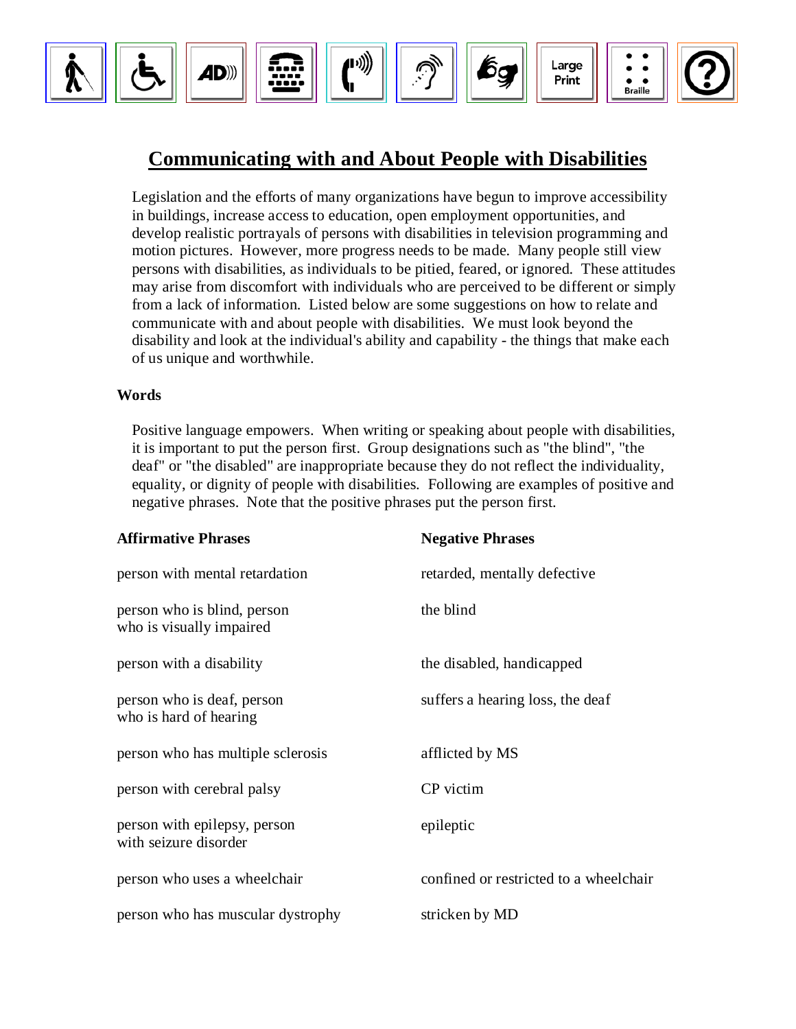# Communicating with and About People with Disabilities

Legislation and the efforts of many organizations have begun to improve accessibility in buildings, increase access to education, open employment opportunities, and develop realistic portrayals of persons with disabilities in television programming and motion pictures. However, more progress needs to be made. Many people still view persons with disabilities, as individuals to be pitied, feared, or ignored. These attitudes may arise from discomfort with individuals who are perceived to be different or simply from a lack of information. Listed below are some suggestions on how to relate and communicate with and about people with disabilities. We must look beyond the disability and look at the individual's ability and capability - the things that make each of us unique and worthwhile.

### Words

Positive language empowers. When writing or speaking about people with disabilities, it is important to put the person first. Group designations such as "the blind", "the deaf" or "the disabled" are inappropriate because they do not reflect the individuality, equality, or dignity of people with disabilities. Following are examples of positive and negative phrases. Note that the positive phrases put the person first.

| Affirmative Phrases | Negative Phrases |
|---|---|
| person with mental retardation | retarded, mentally defective |
| person who is blind, person who is visually impaired | the blind |
| person with a disability | the disabled, handicapped |
| person who is deaf, person who is hard of hearing | suffers a hearing loss, the deaf |
| person who has multiple sclerosis | afflicted by MS |
| person with cerebral palsy | CP victim |
| person with epilepsy, person with seizure disorder | epileptic |
| person who uses a wheelchair | confined or restricted to a wheelchair |
| person who has muscular dystrophy | stricken by MD |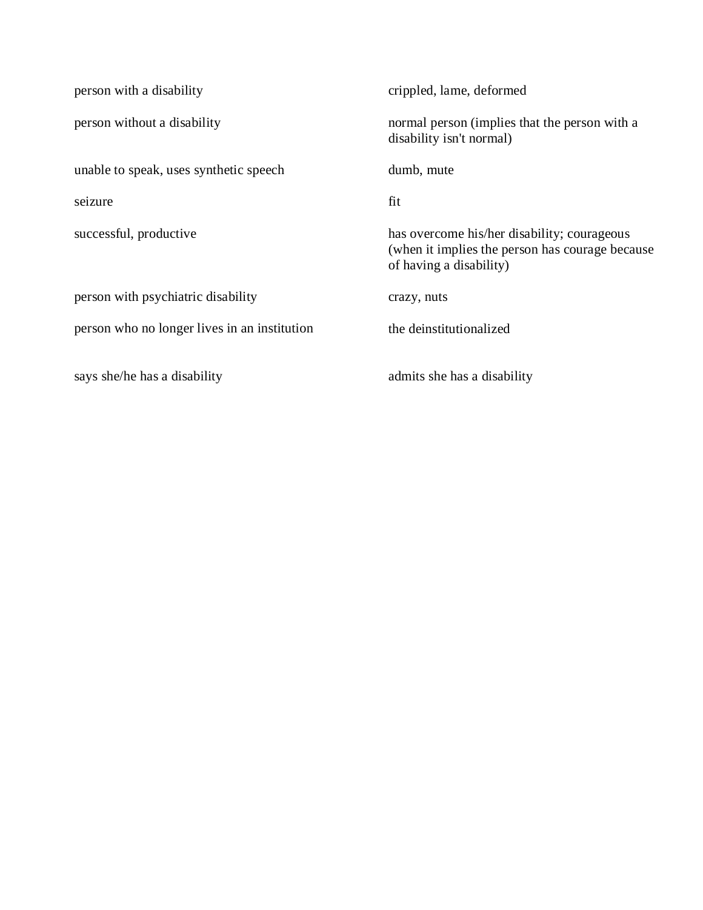| | |
|---|---|
| person with a disability | crippled, lame, deformed |
| person without a disability | normal person (implies that the person with a disability isn't normal) |
| unable to speak, uses synthetic speech | dumb, mute |
| seizure | fit |
| successful, productive | has overcome his/her disability; courageous (when it implies the person has courage because of having a disability) |
| person with psychiatric disability | crazy, nuts |
| person who no longer lives in an institution | the deinstitutionalized |
| says she/he has a disability | admits she has a disability |